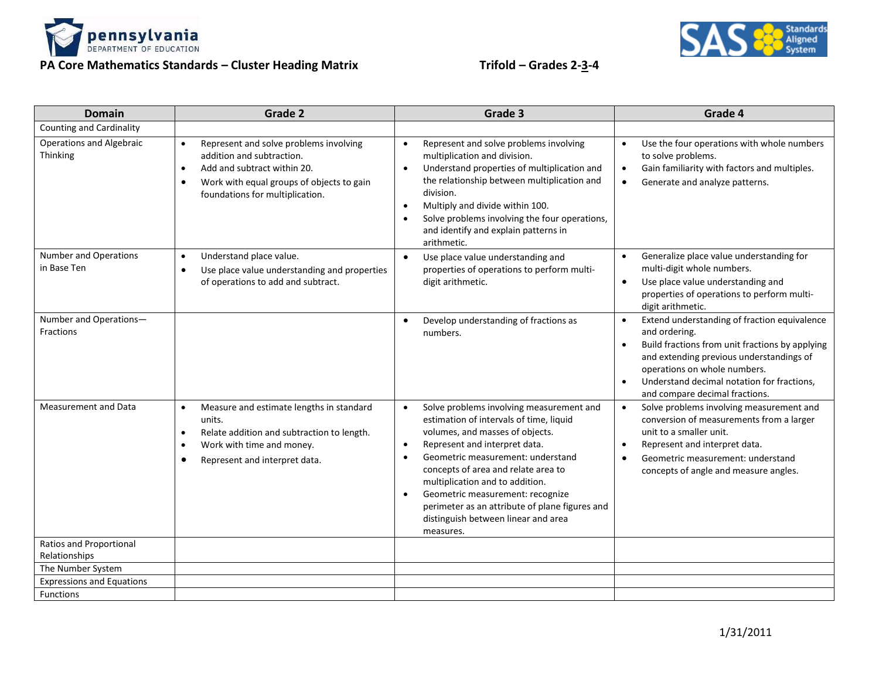# PA Core Mathematics Standards – Cluster Heading Matrix

## Trifold – Grades 2-3-4

| Domain | Grade 2 | Grade 3 | Grade 4 |
|---|---|---|---|
| Counting and Cardinality | | | |
| Operations and Algebraic Thinking | • Represent and solve problems involving addition and subtraction.<br>• Add and subtract within 20.<br>• Work with equal groups of objects to gain foundations for multiplication. | • Represent and solve problems involving multiplication and division.<br>• Understand properties of multiplication and the relationship between multiplication and division.<br>• Multiply and divide within 100.<br>• Solve problems involving the four operations, and identify and explain patterns in arithmetic. | • Use the four operations with whole numbers to solve problems.<br>• Gain familiarity with factors and multiples.<br>• Generate and analyze patterns. |
| Number and Operations in Base Ten | • Understand place value.<br>• Use place value understanding and properties of operations to add and subtract. | • Use place value understanding and properties of operations to perform multi-digit arithmetic. | • Generalize place value understanding for multi-digit whole numbers.<br>• Use place value understanding and properties of operations to perform multi-digit arithmetic. |
| Number and Operations—Fractions | | • Develop understanding of fractions as numbers. | • Extend understanding of fraction equivalence and ordering.<br>• Build fractions from unit fractions by applying and extending previous understandings of operations on whole numbers.<br>• Understand decimal notation for fractions, and compare decimal fractions. |
| Measurement and Data | • Measure and estimate lengths in standard units.<br>• Relate addition and subtraction to length.<br>• Work with time and money.<br>• Represent and interpret data. | • Solve problems involving measurement and estimation of intervals of time, liquid volumes, and masses of objects.<br>• Represent and interpret data.<br>• Geometric measurement: understand concepts of area and relate area to multiplication and to addition.<br>• Geometric measurement: recognize perimeter as an attribute of plane figures and distinguish between linear and area measures. | • Solve problems involving measurement and conversion of measurements from a larger unit to a smaller unit.<br>• Represent and interpret data.<br>• Geometric measurement: understand concepts of angle and measure angles. |
| Ratios and Proportional Relationships | | | |
| The Number System | | | |
| Expressions and Equations | | | |
| Functions | | | |

1/31/2011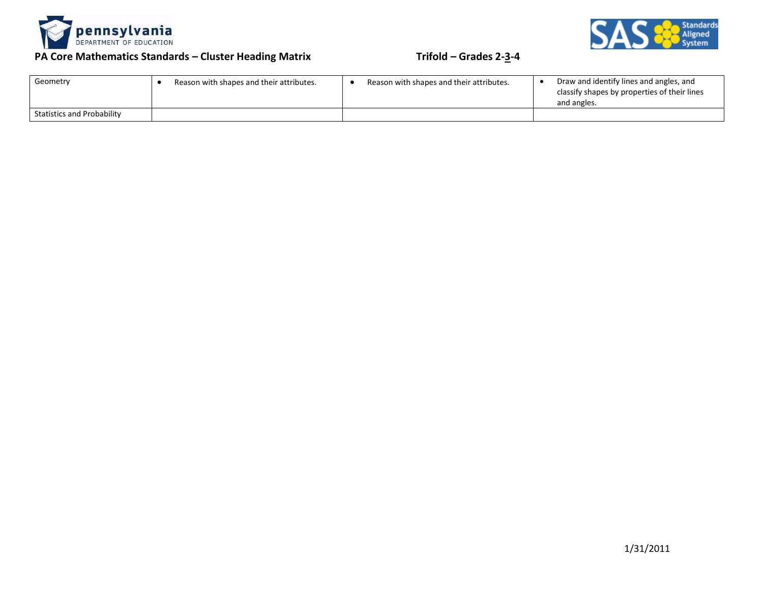**PA Core Mathematics Standards – Cluster Heading Matrix** **Trifold – Grades 2-3-4**

| | | | |
|---|---|---|---|
| Geometry | • Reason with shapes and their attributes. | • Reason with shapes and their attributes. | • Draw and identify lines and angles, and classify shapes by properties of their lines and angles. |
| Statistics and Probability | | | |

1/31/2011